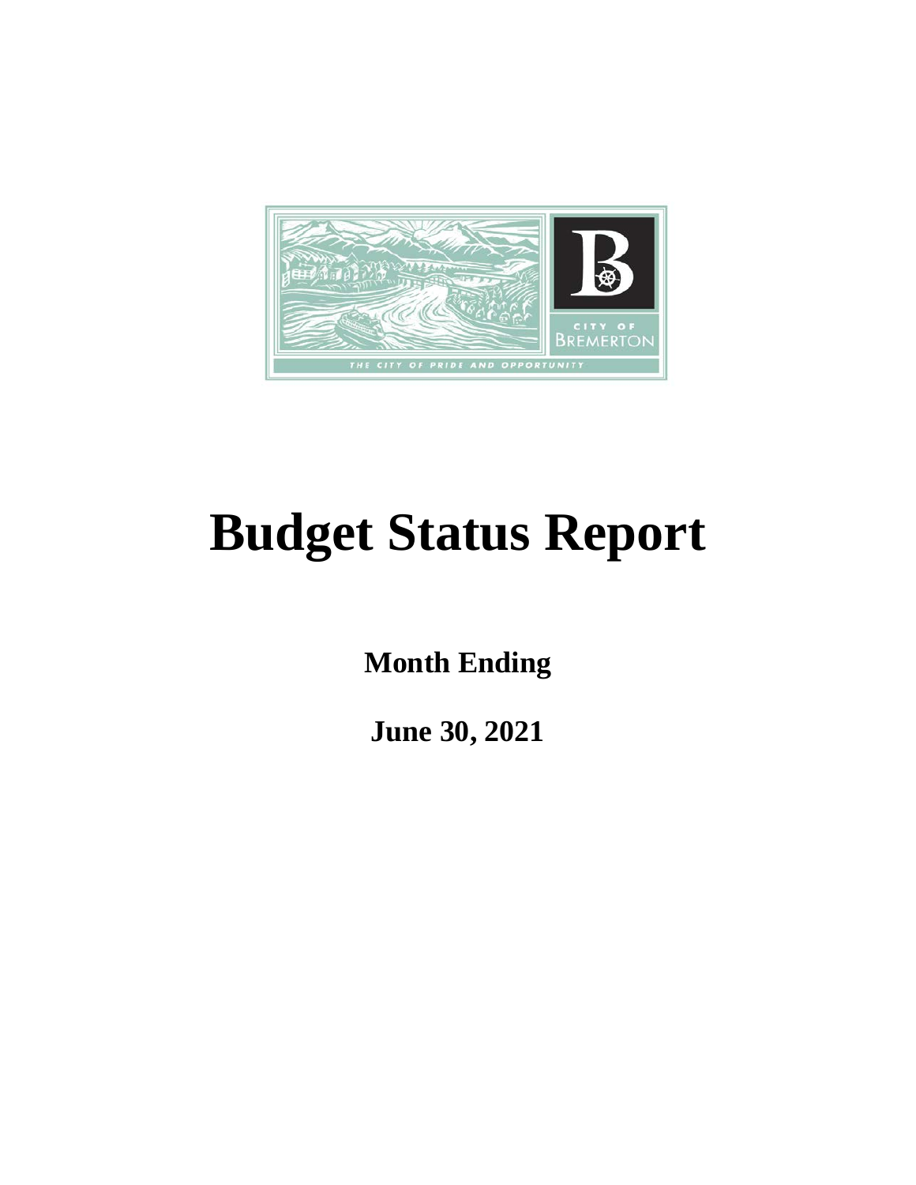CITY OF BREMERTON

THE CITY OF PRIDE AND OPPORTUNITY

# Budget Status Report

**Month Ending**

**June 30, 2021**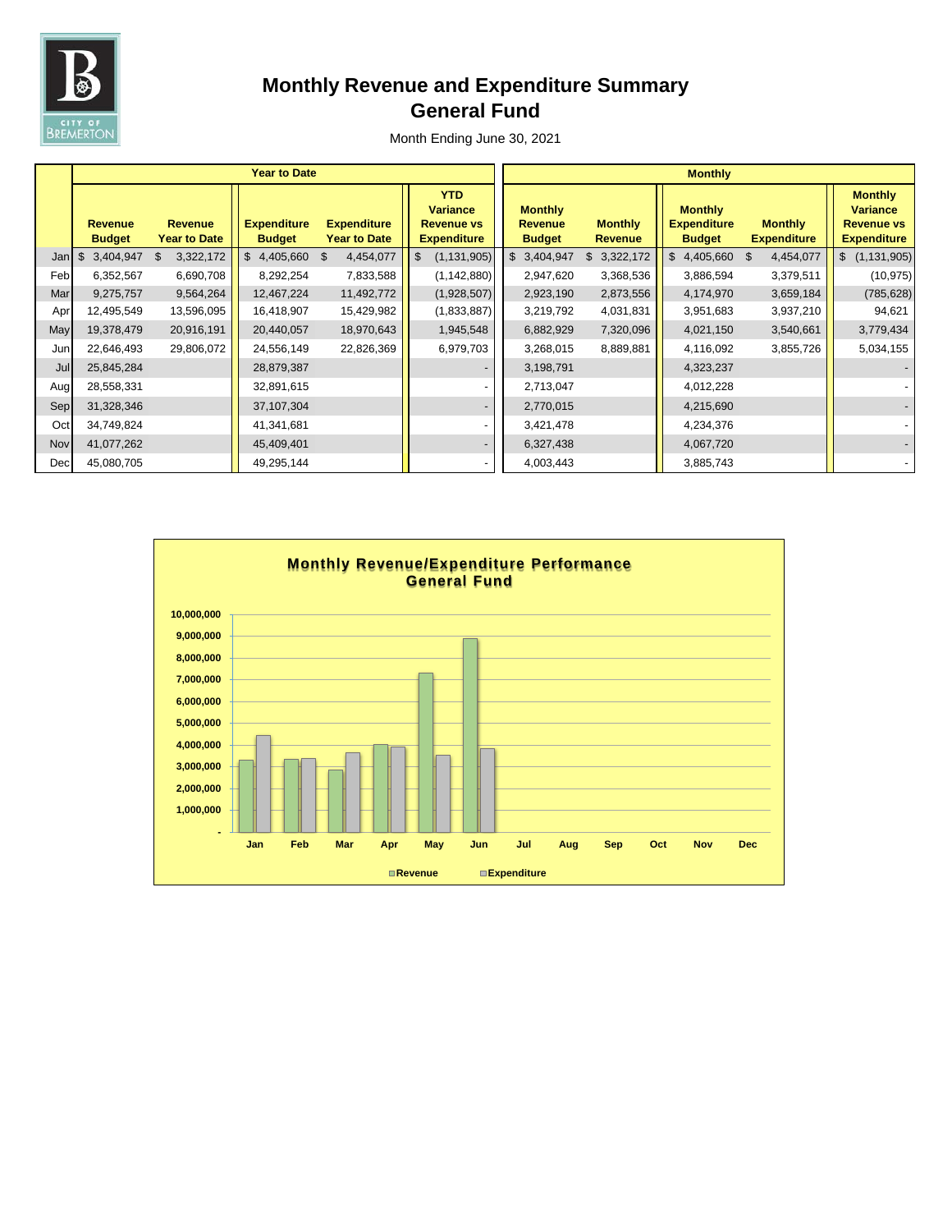# Monthly Revenue and Expenditure Summary
# General Fund

Month Ending June 30, 2021

| | Year to Date | | | | | Monthly | | | | |
|---|---|---|---|---|---|---|---|---|---|---|
| | Revenue Budget | Revenue Year to Date | Expenditure Budget | Expenditure Year to Date | YTD Variance Revenue vs Expenditure | Monthly Revenue Budget | Monthly Revenue | Monthly Expenditure Budget | Monthly Expenditure | Monthly Variance Revenue vs Expenditure |
| Jan | $ 3,404,947 | $ 3,322,172 | $ 4,405,660 | $ 4,454,077 | $ (1,131,905) | $ 3,404,947 | $ 3,322,172 | $ 4,405,660 | $ 4,454,077 | $ (1,131,905) |
| Feb | 6,352,567 | 6,690,708 | 8,292,254 | 7,833,588 | (1,142,880) | 2,947,620 | 3,368,536 | 3,886,594 | 3,379,511 | (10,975) |
| Mar | 9,275,757 | 9,564,264 | 12,467,224 | 11,492,772 | (1,928,507) | 2,923,190 | 2,873,556 | 4,174,970 | 3,659,184 | (785,628) |
| Apr | 12,495,549 | 13,596,095 | 16,418,907 | 15,429,982 | (1,833,887) | 3,219,792 | 4,031,831 | 3,951,683 | 3,937,210 | 94,621 |
| May | 19,378,479 | 20,916,191 | 20,440,057 | 18,970,643 | 1,945,548 | 6,882,929 | 7,320,096 | 4,021,150 | 3,540,661 | 3,779,434 |
| Jun | 22,646,493 | 29,806,072 | 24,556,149 | 22,826,369 | 6,979,703 | 3,268,015 | 8,889,881 | 4,116,092 | 3,855,726 | 5,034,155 |
| Jul | 25,845,284 | | 28,879,387 | | - | 3,198,791 | | 4,323,237 | | - |
| Aug | 28,558,331 | | 32,891,615 | | - | 2,713,047 | | 4,012,228 | | - |
| Sep | 31,328,346 | | 37,107,304 | | - | 2,770,015 | | 4,215,690 | | - |
| Oct | 34,749,824 | | 41,341,681 | | - | 3,421,478 | | 4,234,376 | | - |
| Nov | 41,077,262 | | 45,409,401 | | - | 6,327,438 | | 4,067,720 | | - |
| Dec | 45,080,705 | | 49,295,144 | | - | 4,003,443 | | 3,885,743 | | - |

**Monthly Revenue/Expenditure Performance**
**General Fund**

(Chart: Revenue and Expenditure by month, Jan–Dec)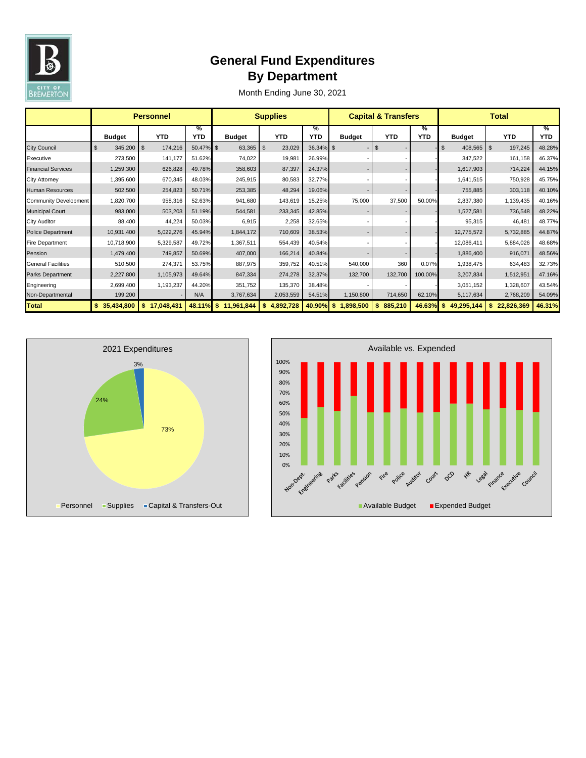# General Fund Expenditures
## By Department

Month Ending June 30, 2021

| | Personnel | | | Supplies | | | Capital & Transfers | | | Total | | |
|---|---|---|---|---|---|---|---|---|---|---|---|---|
| | Budget | YTD | % YTD | Budget | YTD | % YTD | Budget | YTD | % YTD | Budget | YTD | % YTD |
| City Council | $ 345,200 | $ 174,216 | 50.47% | $ 63,365 | $ 23,029 | 36.34% | $ - | $ - | - | $ 408,565 | $ 197,245 | 48.28% |
| Executive | 273,500 | 141,177 | 51.62% | 74,022 | 19,981 | 26.99% | - | - | - | 347,522 | 161,158 | 46.37% |
| Financial Services | 1,259,300 | 626,828 | 49.78% | 358,603 | 87,397 | 24.37% | - | - | - | 1,617,903 | 714,224 | 44.15% |
| City Attorney | 1,395,600 | 670,345 | 48.03% | 245,915 | 80,583 | 32.77% | - | - | - | 1,641,515 | 750,928 | 45.75% |
| Human Resources | 502,500 | 254,823 | 50.71% | 253,385 | 48,294 | 19.06% | - | - | - | 755,885 | 303,118 | 40.10% |
| Community Development | 1,820,700 | 958,316 | 52.63% | 941,680 | 143,619 | 15.25% | 75,000 | 37,500 | 50.00% | 2,837,380 | 1,139,435 | 40.16% |
| Municipal Court | 983,000 | 503,203 | 51.19% | 544,581 | 233,345 | 42.85% | - | - | - | 1,527,581 | 736,548 | 48.22% |
| City Auditor | 88,400 | 44,224 | 50.03% | 6,915 | 2,258 | 32.65% | - | - | - | 95,315 | 46,481 | 48.77% |
| Police Department | 10,931,400 | 5,022,276 | 45.94% | 1,844,172 | 710,609 | 38.53% | - | - | - | 12,775,572 | 5,732,885 | 44.87% |
| Fire Department | 10,718,900 | 5,329,587 | 49.72% | 1,367,511 | 554,439 | 40.54% | - | - | - | 12,086,411 | 5,884,026 | 48.68% |
| Pension | 1,479,400 | 749,857 | 50.69% | 407,000 | 166,214 | 40.84% | - | - | - | 1,886,400 | 916,071 | 48.56% |
| General Facilities | 510,500 | 274,371 | 53.75% | 887,975 | 359,752 | 40.51% | 540,000 | 360 | 0.07% | 1,938,475 | 634,483 | 32.73% |
| Parks Department | 2,227,800 | 1,105,973 | 49.64% | 847,334 | 274,278 | 32.37% | 132,700 | 132,700 | 100.00% | 3,207,834 | 1,512,951 | 47.16% |
| Engineering | 2,699,400 | 1,193,237 | 44.20% | 351,752 | 135,370 | 38.48% | - | - | - | 3,051,152 | 1,328,607 | 43.54% |
| Non-Departmental | 199,200 | - | N/A | 3,767,634 | 2,053,559 | 54.51% | 1,150,800 | 714,650 | 62.10% | 5,117,634 | 2,768,209 | 54.09% |
| **Total** | **$ 35,434,800** | **$ 17,048,431** | **48.11%** | **$ 11,961,844** | **$ 4,892,728** | **40.90%** | **$ 1,898,500** | **$ 885,210** | **46.63%** | **$ 49,295,144** | **$ 22,826,369** | **46.31%** |

**2021 Expenditures**

| Category | Share |
|---|---|
| Personnel | 73% |
| Supplies | 24% |
| Capital & Transfers-Out | 3% |

**Available vs. Expended**

Categories: Non-Dept., Engineering, Parks, Facilities, Pension, Fire, Police, Auditor, Court, DCD, HR, Legal, Finance, Executive, Council

Legend: Available Budget, Expended Budget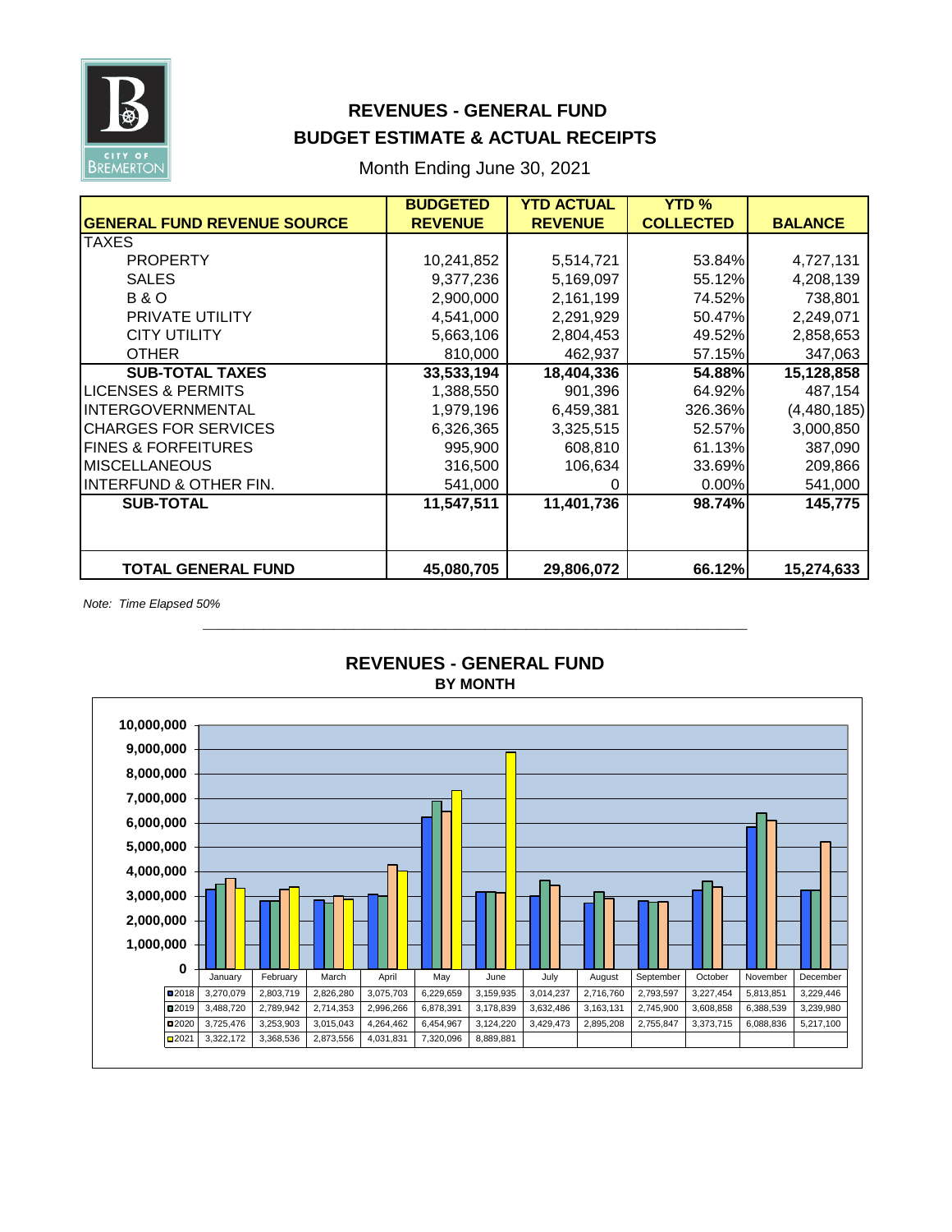# REVENUES - GENERAL FUND
## BUDGET ESTIMATE & ACTUAL RECEIPTS

Month Ending June 30, 2021

| GENERAL FUND REVENUE SOURCE | BUDGETED REVENUE | YTD ACTUAL REVENUE | YTD % COLLECTED | BALANCE |
|---|---|---|---|---|
| TAXES | | | | |
| PROPERTY | 10,241,852 | 5,514,721 | 53.84% | 4,727,131 |
| SALES | 9,377,236 | 5,169,097 | 55.12% | 4,208,139 |
| B & O | 2,900,000 | 2,161,199 | 74.52% | 738,801 |
| PRIVATE UTILITY | 4,541,000 | 2,291,929 | 50.47% | 2,249,071 |
| CITY UTILITY | 5,663,106 | 2,804,453 | 49.52% | 2,858,653 |
| OTHER | 810,000 | 462,937 | 57.15% | 347,063 |
| **SUB-TOTAL TAXES** | **33,533,194** | **18,404,336** | **54.88%** | **15,128,858** |
| LICENSES & PERMITS | 1,388,550 | 901,396 | 64.92% | 487,154 |
| INTERGOVERNMENTAL | 1,979,196 | 6,459,381 | 326.36% | (4,480,185) |
| CHARGES FOR SERVICES | 6,326,365 | 3,325,515 | 52.57% | 3,000,850 |
| FINES & FORFEITURES | 995,900 | 608,810 | 61.13% | 387,090 |
| MISCELLANEOUS | 316,500 | 106,634 | 33.69% | 209,866 |
| INTERFUND & OTHER FIN. | 541,000 | 0 | 0.00% | 541,000 |
| **SUB-TOTAL** | **11,547,511** | **11,401,736** | **98.74%** | **145,775** |
| **TOTAL GENERAL FUND** | **45,080,705** | **29,806,072** | **66.12%** | **15,274,633** |

*Note: Time Elapsed 50%*

## REVENUES - GENERAL FUND
### BY MONTH

| | January | February | March | April | May | June | July | August | September | October | November | December |
|---|---|---|---|---|---|---|---|---|---|---|---|---|
| 2018 | 3,270,079 | 2,803,719 | 2,826,280 | 3,075,703 | 6,229,659 | 3,159,935 | 3,014,237 | 2,716,760 | 2,793,597 | 3,227,454 | 5,813,851 | 3,229,446 |
| 2019 | 3,488,720 | 2,789,942 | 2,714,353 | 2,996,266 | 6,878,391 | 3,178,839 | 3,632,486 | 3,163,131 | 2,745,900 | 3,608,858 | 6,388,539 | 3,239,980 |
| 2020 | 3,725,476 | 3,253,903 | 3,015,043 | 4,264,462 | 6,454,967 | 3,124,220 | 3,429,473 | 2,895,208 | 2,755,847 | 3,373,715 | 6,088,836 | 5,217,100 |
| 2021 | 3,322,172 | 3,368,536 | 2,873,556 | 4,031,831 | 7,320,096 | 8,889,881 | | | | | | |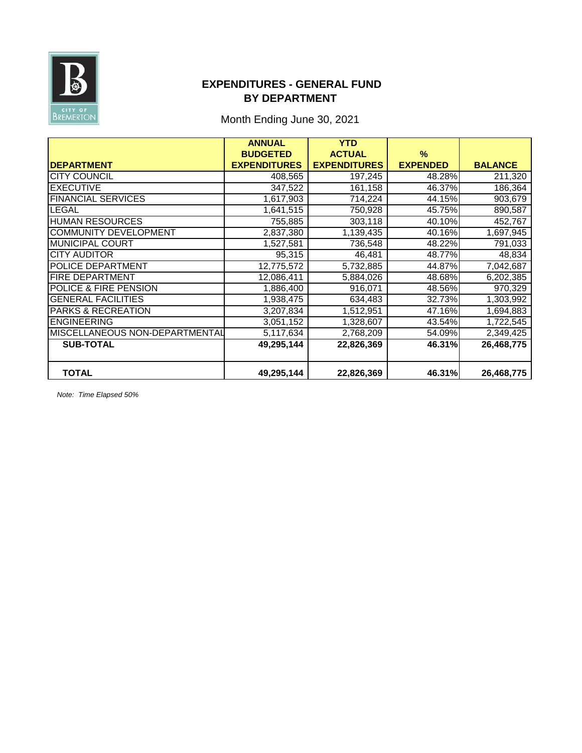# EXPENDITURES - GENERAL FUND
# BY DEPARTMENT

Month Ending June 30, 2021

| DEPARTMENT | ANNUAL BUDGETED EXPENDITURES | YTD ACTUAL EXPENDITURES | % EXPENDED | BALANCE |
|---|---|---|---|---|
| CITY COUNCIL | 408,565 | 197,245 | 48.28% | 211,320 |
| EXECUTIVE | 347,522 | 161,158 | 46.37% | 186,364 |
| FINANCIAL SERVICES | 1,617,903 | 714,224 | 44.15% | 903,679 |
| LEGAL | 1,641,515 | 750,928 | 45.75% | 890,587 |
| HUMAN RESOURCES | 755,885 | 303,118 | 40.10% | 452,767 |
| COMMUNITY DEVELOPMENT | 2,837,380 | 1,139,435 | 40.16% | 1,697,945 |
| MUNICIPAL COURT | 1,527,581 | 736,548 | 48.22% | 791,033 |
| CITY AUDITOR | 95,315 | 46,481 | 48.77% | 48,834 |
| POLICE DEPARTMENT | 12,775,572 | 5,732,885 | 44.87% | 7,042,687 |
| FIRE DEPARTMENT | 12,086,411 | 5,884,026 | 48.68% | 6,202,385 |
| POLICE & FIRE PENSION | 1,886,400 | 916,071 | 48.56% | 970,329 |
| GENERAL FACILITIES | 1,938,475 | 634,483 | 32.73% | 1,303,992 |
| PARKS & RECREATION | 3,207,834 | 1,512,951 | 47.16% | 1,694,883 |
| ENGINEERING | 3,051,152 | 1,328,607 | 43.54% | 1,722,545 |
| MISCELLANEOUS NON-DEPARTMENTAL | 5,117,634 | 2,768,209 | 54.09% | 2,349,425 |
| **SUB-TOTAL** | **49,295,144** | **22,826,369** | **46.31%** | **26,468,775** |
| **TOTAL** | **49,295,144** | **22,826,369** | **46.31%** | **26,468,775** |

*Note: Time Elapsed 50%*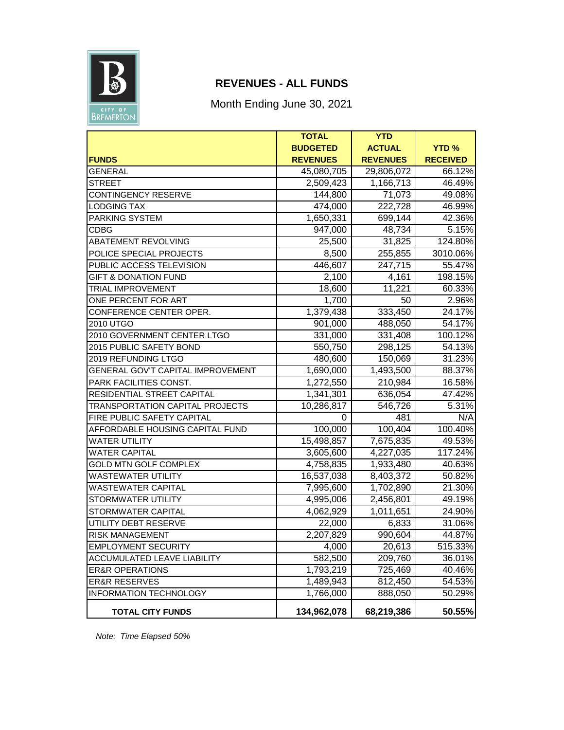CITY OF BREMERTON

# REVENUES - ALL FUNDS

Month Ending June 30, 2021

| FUNDS | TOTAL BUDGETED REVENUES | YTD ACTUAL REVENUES | YTD % RECEIVED |
|---|---|---|---|
| GENERAL | 45,080,705 | 29,806,072 | 66.12% |
| STREET | 2,509,423 | 1,166,713 | 46.49% |
| CONTINGENCY RESERVE | 144,800 | 71,073 | 49.08% |
| LODGING TAX | 474,000 | 222,728 | 46.99% |
| PARKING SYSTEM | 1,650,331 | 699,144 | 42.36% |
| CDBG | 947,000 | 48,734 | 5.15% |
| ABATEMENT REVOLVING | 25,500 | 31,825 | 124.80% |
| POLICE SPECIAL PROJECTS | 8,500 | 255,855 | 3010.06% |
| PUBLIC ACCESS TELEVISION | 446,607 | 247,715 | 55.47% |
| GIFT & DONATION FUND | 2,100 | 4,161 | 198.15% |
| TRIAL IMPROVEMENT | 18,600 | 11,221 | 60.33% |
| ONE PERCENT FOR ART | 1,700 | 50 | 2.96% |
| CONFERENCE CENTER OPER. | 1,379,438 | 333,450 | 24.17% |
| 2010 UTGO | 901,000 | 488,050 | 54.17% |
| 2010 GOVERNMENT CENTER LTGO | 331,000 | 331,408 | 100.12% |
| 2015 PUBLIC SAFETY BOND | 550,750 | 298,125 | 54.13% |
| 2019 REFUNDING LTGO | 480,600 | 150,069 | 31.23% |
| GENERAL GOV'T CAPITAL IMPROVEMENT | 1,690,000 | 1,493,500 | 88.37% |
| PARK FACILITIES CONST. | 1,272,550 | 210,984 | 16.58% |
| RESIDENTIAL STREET CAPITAL | 1,341,301 | 636,054 | 47.42% |
| TRANSPORTATION CAPITAL PROJECTS | 10,286,817 | 546,726 | 5.31% |
| FIRE PUBLIC SAFETY CAPITAL | 0 | 481 | N/A |
| AFFORDABLE HOUSING CAPITAL FUND | 100,000 | 100,404 | 100.40% |
| WATER UTILITY | 15,498,857 | 7,675,835 | 49.53% |
| WATER CAPITAL | 3,605,600 | 4,227,035 | 117.24% |
| GOLD MTN GOLF COMPLEX | 4,758,835 | 1,933,480 | 40.63% |
| WASTEWATER UTILITY | 16,537,038 | 8,403,372 | 50.82% |
| WASTEWATER CAPITAL | 7,995,600 | 1,702,890 | 21.30% |
| STORMWATER UTILITY | 4,995,006 | 2,456,801 | 49.19% |
| STORMWATER CAPITAL | 4,062,929 | 1,011,651 | 24.90% |
| UTILITY DEBT RESERVE | 22,000 | 6,833 | 31.06% |
| RISK MANAGEMENT | 2,207,829 | 990,604 | 44.87% |
| EMPLOYMENT SECURITY | 4,000 | 20,613 | 515.33% |
| ACCUMULATED LEAVE LIABILITY | 582,500 | 209,760 | 36.01% |
| ER&R OPERATIONS | 1,793,219 | 725,469 | 40.46% |
| ER&R RESERVES | 1,489,943 | 812,450 | 54.53% |
| INFORMATION TECHNOLOGY | 1,766,000 | 888,050 | 50.29% |
| **TOTAL CITY FUNDS** | **134,962,078** | **68,219,386** | **50.55%** |

*Note: Time Elapsed 50%*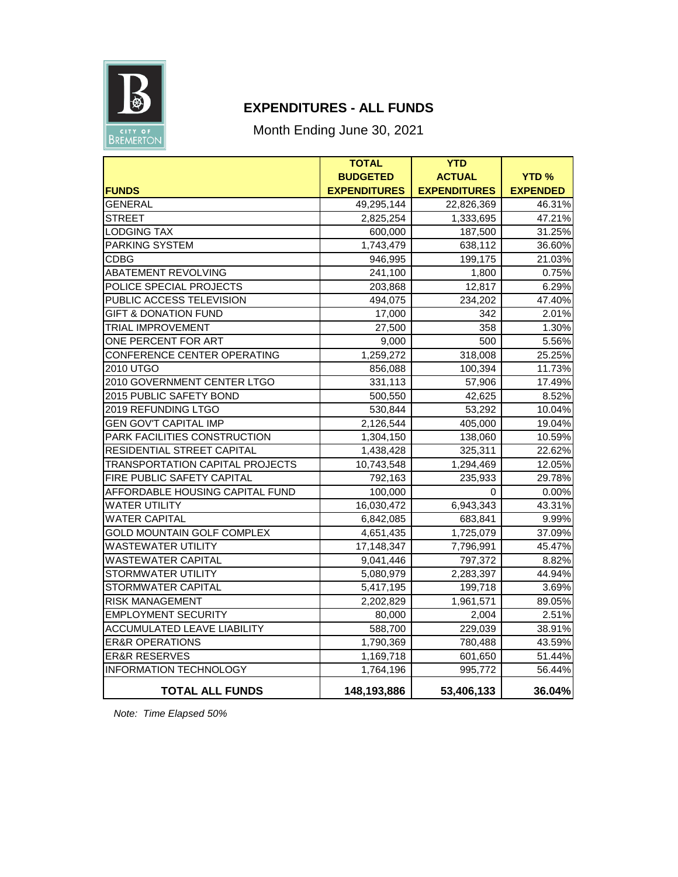# EXPENDITURES - ALL FUNDS

Month Ending June 30, 2021

| FUNDS | TOTAL BUDGETED EXPENDITURES | YTD ACTUAL EXPENDITURES | YTD % EXPENDED |
|---|---|---|---|
| GENERAL | 49,295,144 | 22,826,369 | 46.31% |
| STREET | 2,825,254 | 1,333,695 | 47.21% |
| LODGING TAX | 600,000 | 187,500 | 31.25% |
| PARKING SYSTEM | 1,743,479 | 638,112 | 36.60% |
| CDBG | 946,995 | 199,175 | 21.03% |
| ABATEMENT REVOLVING | 241,100 | 1,800 | 0.75% |
| POLICE SPECIAL PROJECTS | 203,868 | 12,817 | 6.29% |
| PUBLIC ACCESS TELEVISION | 494,075 | 234,202 | 47.40% |
| GIFT & DONATION FUND | 17,000 | 342 | 2.01% |
| TRIAL IMPROVEMENT | 27,500 | 358 | 1.30% |
| ONE PERCENT FOR ART | 9,000 | 500 | 5.56% |
| CONFERENCE CENTER OPERATING | 1,259,272 | 318,008 | 25.25% |
| 2010 UTGO | 856,088 | 100,394 | 11.73% |
| 2010 GOVERNMENT CENTER LTGO | 331,113 | 57,906 | 17.49% |
| 2015 PUBLIC SAFETY BOND | 500,550 | 42,625 | 8.52% |
| 2019 REFUNDING LTGO | 530,844 | 53,292 | 10.04% |
| GEN GOV'T CAPITAL IMP | 2,126,544 | 405,000 | 19.04% |
| PARK FACILITIES CONSTRUCTION | 1,304,150 | 138,060 | 10.59% |
| RESIDENTIAL STREET CAPITAL | 1,438,428 | 325,311 | 22.62% |
| TRANSPORTATION CAPITAL PROJECTS | 10,743,548 | 1,294,469 | 12.05% |
| FIRE PUBLIC SAFETY CAPITAL | 792,163 | 235,933 | 29.78% |
| AFFORDABLE HOUSING CAPITAL FUND | 100,000 | 0 | 0.00% |
| WATER UTILITY | 16,030,472 | 6,943,343 | 43.31% |
| WATER CAPITAL | 6,842,085 | 683,841 | 9.99% |
| GOLD MOUNTAIN GOLF COMPLEX | 4,651,435 | 1,725,079 | 37.09% |
| WASTEWATER UTILITY | 17,148,347 | 7,796,991 | 45.47% |
| WASTEWATER CAPITAL | 9,041,446 | 797,372 | 8.82% |
| STORMWATER UTILITY | 5,080,979 | 2,283,397 | 44.94% |
| STORMWATER CAPITAL | 5,417,195 | 199,718 | 3.69% |
| RISK MANAGEMENT | 2,202,829 | 1,961,571 | 89.05% |
| EMPLOYMENT SECURITY | 80,000 | 2,004 | 2.51% |
| ACCUMULATED LEAVE LIABILITY | 588,700 | 229,039 | 38.91% |
| ER&R OPERATIONS | 1,790,369 | 780,488 | 43.59% |
| ER&R RESERVES | 1,169,718 | 601,650 | 51.44% |
| INFORMATION TECHNOLOGY | 1,764,196 | 995,772 | 56.44% |
| **TOTAL ALL FUNDS** | **148,193,886** | **53,406,133** | **36.04%** |

*Note: Time Elapsed 50%*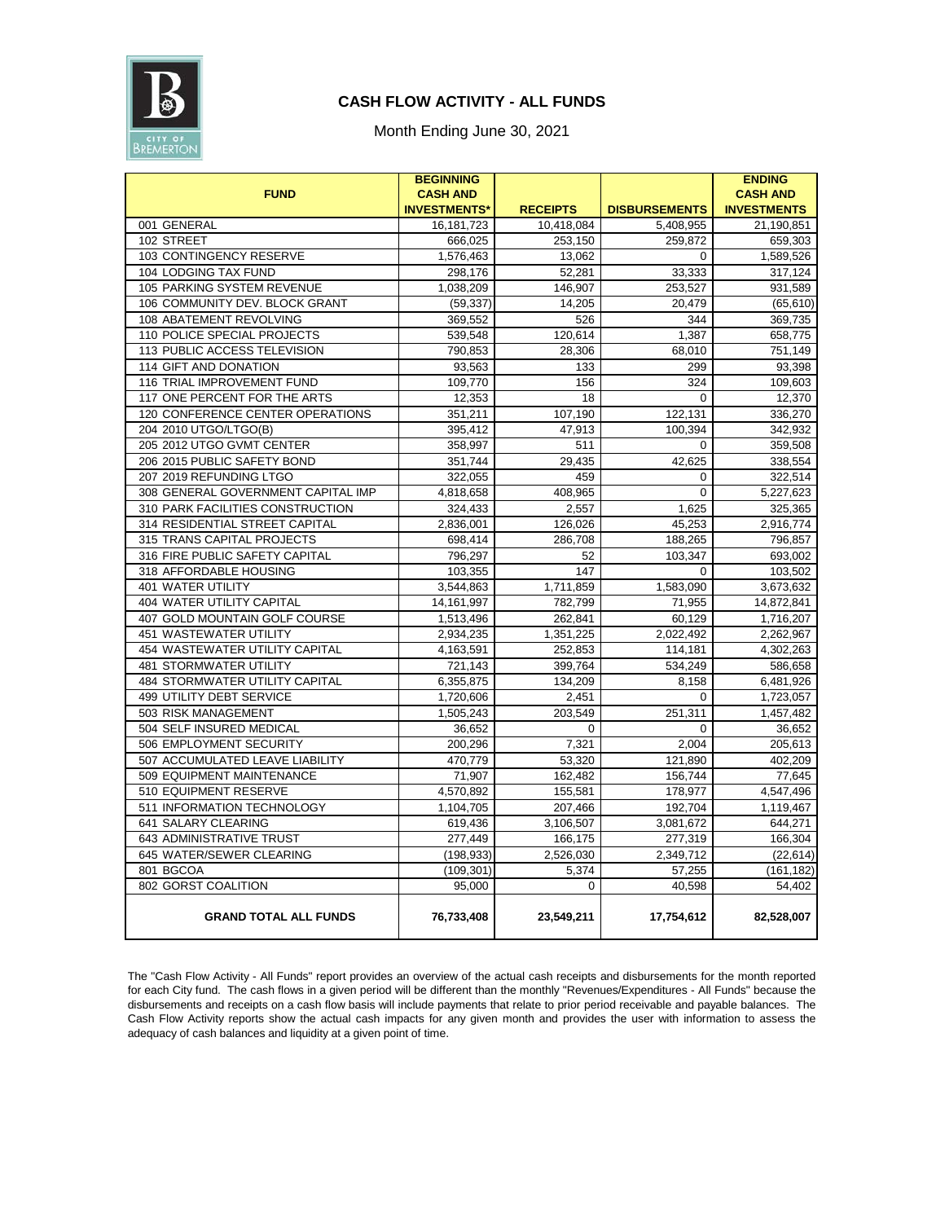## CASH FLOW ACTIVITY - ALL FUNDS

Month Ending June 30, 2021

| FUND | BEGINNING CASH AND INVESTMENTS* | RECEIPTS | DISBURSEMENTS | ENDING CASH AND INVESTMENTS |
|---|---|---|---|---|
| 001 GENERAL | 16,181,723 | 10,418,084 | 5,408,955 | 21,190,851 |
| 102 STREET | 666,025 | 253,150 | 259,872 | 659,303 |
| 103 CONTINGENCY RESERVE | 1,576,463 | 13,062 | 0 | 1,589,526 |
| 104 LODGING TAX FUND | 298,176 | 52,281 | 33,333 | 317,124 |
| 105 PARKING SYSTEM REVENUE | 1,038,209 | 146,907 | 253,527 | 931,589 |
| 106 COMMUNITY DEV. BLOCK GRANT | (59,337) | 14,205 | 20,479 | (65,610) |
| 108 ABATEMENT REVOLVING | 369,552 | 526 | 344 | 369,735 |
| 110 POLICE SPECIAL PROJECTS | 539,548 | 120,614 | 1,387 | 658,775 |
| 113 PUBLIC ACCESS TELEVISION | 790,853 | 28,306 | 68,010 | 751,149 |
| 114 GIFT AND DONATION | 93,563 | 133 | 299 | 93,398 |
| 116 TRIAL IMPROVEMENT FUND | 109,770 | 156 | 324 | 109,603 |
| 117 ONE PERCENT FOR THE ARTS | 12,353 | 18 | 0 | 12,370 |
| 120 CONFERENCE CENTER OPERATIONS | 351,211 | 107,190 | 122,131 | 336,270 |
| 204 2010 UTGO/LTGO(B) | 395,412 | 47,913 | 100,394 | 342,932 |
| 205 2012 UTGO GVMT CENTER | 358,997 | 511 | 0 | 359,508 |
| 206 2015 PUBLIC SAFETY BOND | 351,744 | 29,435 | 42,625 | 338,554 |
| 207 2019 REFUNDING LTGO | 322,055 | 459 | 0 | 322,514 |
| 308 GENERAL GOVERNMENT CAPITAL IMP | 4,818,658 | 408,965 | 0 | 5,227,623 |
| 310 PARK FACILITIES CONSTRUCTION | 324,433 | 2,557 | 1,625 | 325,365 |
| 314 RESIDENTIAL STREET CAPITAL | 2,836,001 | 126,026 | 45,253 | 2,916,774 |
| 315 TRANS CAPITAL PROJECTS | 698,414 | 286,708 | 188,265 | 796,857 |
| 316 FIRE PUBLIC SAFETY CAPITAL | 796,297 | 52 | 103,347 | 693,002 |
| 318 AFFORDABLE HOUSING | 103,355 | 147 | 0 | 103,502 |
| 401 WATER UTILITY | 3,544,863 | 1,711,859 | 1,583,090 | 3,673,632 |
| 404 WATER UTILITY CAPITAL | 14,161,997 | 782,799 | 71,955 | 14,872,841 |
| 407 GOLD MOUNTAIN GOLF COURSE | 1,513,496 | 262,841 | 60,129 | 1,716,207 |
| 451 WASTEWATER UTILITY | 2,934,235 | 1,351,225 | 2,022,492 | 2,262,967 |
| 454 WASTEWATER UTILITY CAPITAL | 4,163,591 | 252,853 | 114,181 | 4,302,263 |
| 481 STORMWATER UTILITY | 721,143 | 399,764 | 534,249 | 586,658 |
| 484 STORMWATER UTILITY CAPITAL | 6,355,875 | 134,209 | 8,158 | 6,481,926 |
| 499 UTILITY DEBT SERVICE | 1,720,606 | 2,451 | 0 | 1,723,057 |
| 503 RISK MANAGEMENT | 1,505,243 | 203,549 | 251,311 | 1,457,482 |
| 504 SELF INSURED MEDICAL | 36,652 | 0 | 0 | 36,652 |
| 506 EMPLOYMENT SECURITY | 200,296 | 7,321 | 2,004 | 205,613 |
| 507 ACCUMULATED LEAVE LIABILITY | 470,779 | 53,320 | 121,890 | 402,209 |
| 509 EQUIPMENT MAINTENANCE | 71,907 | 162,482 | 156,744 | 77,645 |
| 510 EQUIPMENT RESERVE | 4,570,892 | 155,581 | 178,977 | 4,547,496 |
| 511 INFORMATION TECHNOLOGY | 1,104,705 | 207,466 | 192,704 | 1,119,467 |
| 641 SALARY CLEARING | 619,436 | 3,106,507 | 3,081,672 | 644,271 |
| 643 ADMINISTRATIVE TRUST | 277,449 | 166,175 | 277,319 | 166,304 |
| 645 WATER/SEWER CLEARING | (198,933) | 2,526,030 | 2,349,712 | (22,614) |
| 801 BGCOA | (109,301) | 5,374 | 57,255 | (161,182) |
| 802 GORST COALITION | 95,000 | 0 | 40,598 | 54,402 |
| **GRAND TOTAL ALL FUNDS** | **76,733,408** | **23,549,211** | **17,754,612** | **82,528,007** |

The "Cash Flow Activity - All Funds" report provides an overview of the actual cash receipts and disbursements for the month reported for each City fund. The cash flows in a given period will be different than the monthly "Revenues/Expenditures - All Funds" because the disbursements and receipts on a cash flow basis will include payments that relate to prior period receivable and payable balances. The Cash Flow Activity reports show the actual cash impacts for any given month and provides the user with information to assess the adequacy of cash balances and liquidity at a given point of time.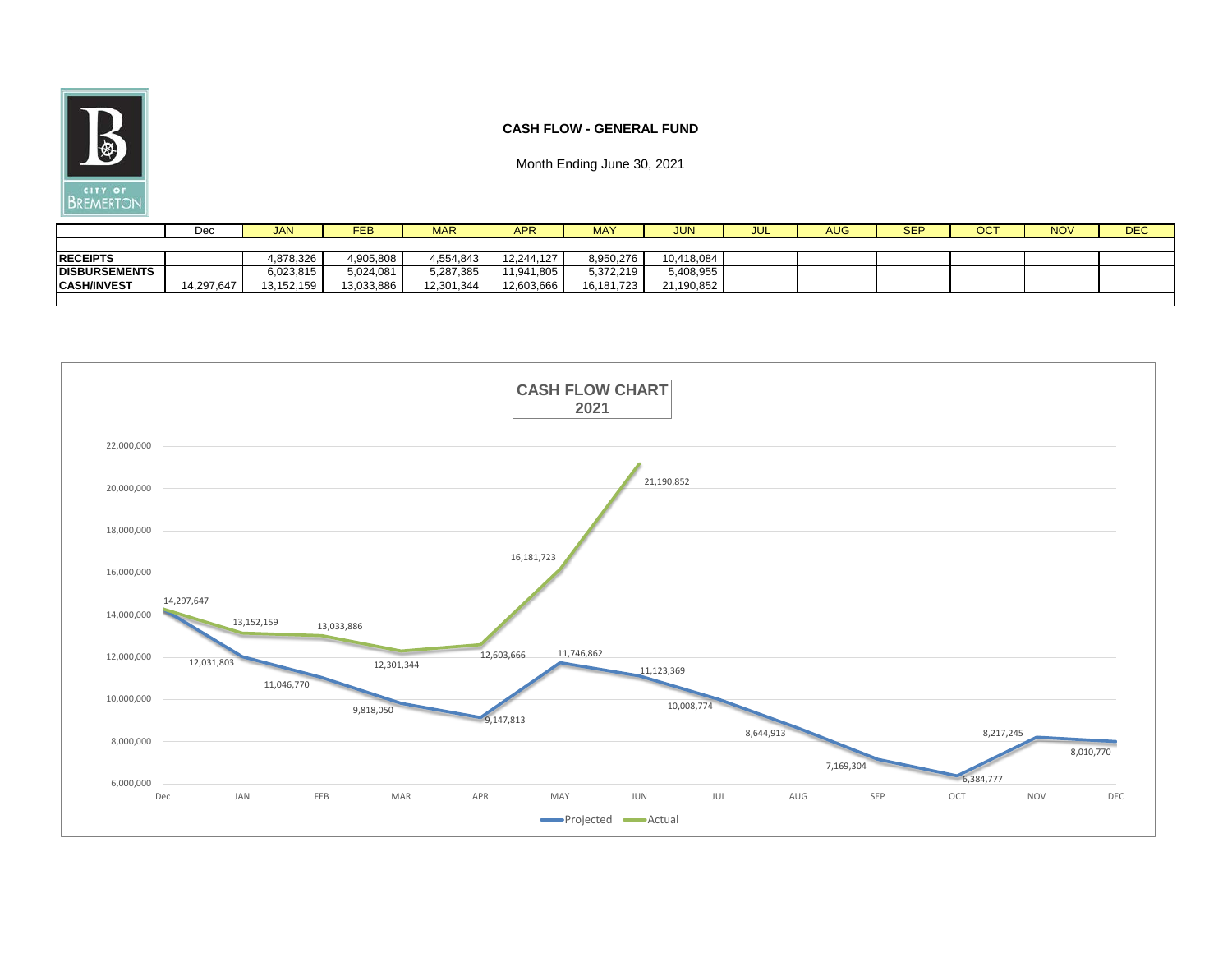# CASH FLOW - GENERAL FUND

Month Ending June 30, 2021

| | Dec | JAN | FEB | MAR | APR | MAY | JUN | JUL | AUG | SEP | OCT | NOV | DEC |
|---|---|---|---|---|---|---|---|---|---|---|---|---|---|
| **RECEIPTS** | | 4,878,326 | 4,905,808 | 4,554,843 | 12,244,127 | 8,950,276 | 10,418,084 | | | | | | |
| **DISBURSEMENTS** | | 6,023,815 | 5,024,081 | 5,287,385 | 11,941,805 | 5,372,219 | 5,408,955 | | | | | | |
| **CASH/INVEST** | 14,297,647 | 13,152,159 | 13,033,886 | 12,301,344 | 12,603,666 | 16,181,723 | 21,190,852 | | | | | | |

## CASH FLOW CHART 2021

| | Dec | JAN | FEB | MAR | APR | MAY | JUN | JUL | AUG | SEP | OCT | NOV | DEC |
|---|---|---|---|---|---|---|---|---|---|---|---|---|---|
| Projected | 14,297,647 | 12,031,803 | 11,046,770 | 9,818,050 | 9,147,813 | 11,746,862 | 11,123,369 | 10,008,774 | 8,644,913 | 7,169,304 | 6,384,777 | 8,217,245 | 8,010,770 |
| Actual | 14,297,647 | 13,152,159 | 13,033,886 | 12,301,344 | 12,603,666 | 16,181,723 | 21,190,852 | | | | | | |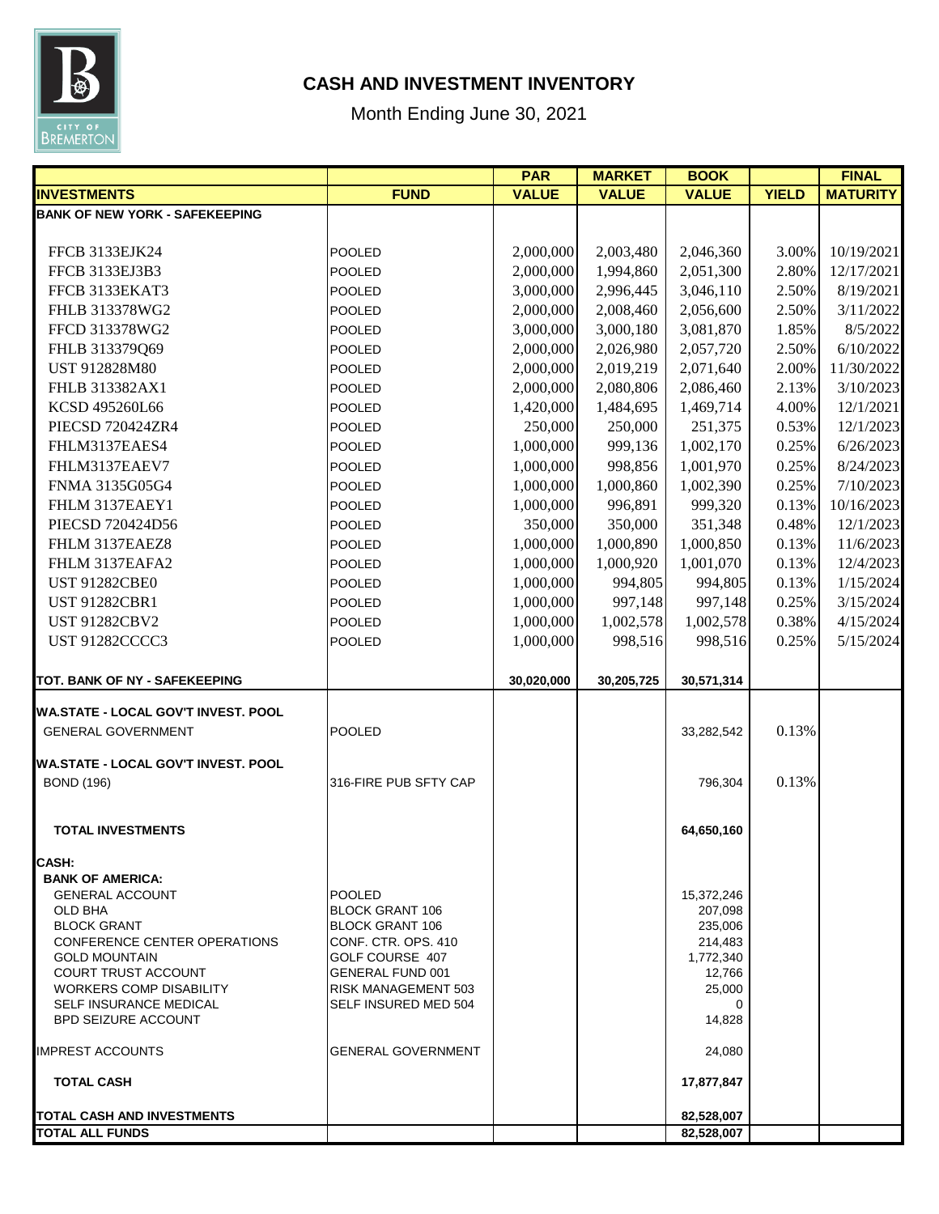# CASH AND INVESTMENT INVENTORY

Month Ending June 30, 2021

| | | PAR | MARKET | BOOK | | FINAL |
|---|---|---|---|---|---|---|
| **INVESTMENTS** | **FUND** | **VALUE** | **VALUE** | **VALUE** | **YIELD** | **MATURITY** |
| **BANK OF NEW YORK - SAFEKEEPING** | | | | | | |
| FFCB 3133EJK24 | POOLED | 2,000,000 | 2,003,480 | 2,046,360 | 3.00% | 10/19/2021 |
| FFCB 3133EJ3B3 | POOLED | 2,000,000 | 1,994,860 | 2,051,300 | 2.80% | 12/17/2021 |
| FFCB 3133EKAT3 | POOLED | 3,000,000 | 2,996,445 | 3,046,110 | 2.50% | 8/19/2021 |
| FHLB 313378WG2 | POOLED | 2,000,000 | 2,008,460 | 2,056,600 | 2.50% | 3/11/2022 |
| FFCD 313378WG2 | POOLED | 3,000,000 | 3,000,180 | 3,081,870 | 1.85% | 8/5/2022 |
| FHLB 313379Q69 | POOLED | 2,000,000 | 2,026,980 | 2,057,720 | 2.50% | 6/10/2022 |
| UST 912828M80 | POOLED | 2,000,000 | 2,019,219 | 2,071,640 | 2.00% | 11/30/2022 |
| FHLB 313382AX1 | POOLED | 2,000,000 | 2,080,806 | 2,086,460 | 2.13% | 3/10/2023 |
| KCSD 495260L66 | POOLED | 1,420,000 | 1,484,695 | 1,469,714 | 4.00% | 12/1/2021 |
| PIECSD 720424ZR4 | POOLED | 250,000 | 250,000 | 251,375 | 0.53% | 12/1/2023 |
| FHLM3137EAES4 | POOLED | 1,000,000 | 999,136 | 1,002,170 | 0.25% | 6/26/2023 |
| FHLM3137EAEV7 | POOLED | 1,000,000 | 998,856 | 1,001,970 | 0.25% | 8/24/2023 |
| FNMA 3135G05G4 | POOLED | 1,000,000 | 1,000,860 | 1,002,390 | 0.25% | 7/10/2023 |
| FHLM 3137EAEY1 | POOLED | 1,000,000 | 996,891 | 999,320 | 0.13% | 10/16/2023 |
| PIECSD 720424D56 | POOLED | 350,000 | 350,000 | 351,348 | 0.48% | 12/1/2023 |
| FHLM 3137EAEZ8 | POOLED | 1,000,000 | 1,000,890 | 1,000,850 | 0.13% | 11/6/2023 |
| FHLM 3137EAFA2 | POOLED | 1,000,000 | 1,000,920 | 1,001,070 | 0.13% | 12/4/2023 |
| UST 91282CBE0 | POOLED | 1,000,000 | 994,805 | 994,805 | 0.13% | 1/15/2024 |
| UST 91282CBR1 | POOLED | 1,000,000 | 997,148 | 997,148 | 0.25% | 3/15/2024 |
| UST 91282CBV2 | POOLED | 1,000,000 | 1,002,578 | 1,002,578 | 0.38% | 4/15/2024 |
| UST 91282CCCC3 | POOLED | 1,000,000 | 998,516 | 998,516 | 0.25% | 5/15/2024 |
| **TOT. BANK OF NY - SAFEKEEPING** | | **30,020,000** | **30,205,725** | **30,571,314** | | |
| **WA.STATE - LOCAL GOV'T INVEST. POOL** | | | | | | |
| GENERAL GOVERNMENT | POOLED | | | 33,282,542 | 0.13% | |
| **WA.STATE - LOCAL GOV'T INVEST. POOL** | | | | | | |
| BOND (196) | 316-FIRE PUB SFTY CAP | | | 796,304 | 0.13% | |
| **TOTAL INVESTMENTS** | | | | **64,650,160** | | |
| **CASH:** | | | | | | |
| **BANK OF AMERICA:** | | | | | | |
| GENERAL ACCOUNT | POOLED | | | 15,372,246 | | |
| OLD BHA | BLOCK GRANT 106 | | | 207,098 | | |
| BLOCK GRANT | BLOCK GRANT 106 | | | 235,006 | | |
| CONFERENCE CENTER OPERATIONS | CONF. CTR. OPS. 410 | | | 214,483 | | |
| GOLD MOUNTAIN | GOLF COURSE 407 | | | 1,772,340 | | |
| COURT TRUST ACCOUNT | GENERAL FUND 001 | | | 12,766 | | |
| WORKERS COMP DISABILITY | RISK MANAGEMENT 503 | | | 25,000 | | |
| SELF INSURANCE MEDICAL | SELF INSURED MED 504 | | | 0 | | |
| BPD SEIZURE ACCOUNT | | | | 14,828 | | |
| IMPREST ACCOUNTS | GENERAL GOVERNMENT | | | 24,080 | | |
| **TOTAL CASH** | | | | **17,877,847** | | |
| **TOTAL CASH AND INVESTMENTS** | | | | **82,528,007** | | |
| **TOTAL ALL FUNDS** | | | | **82,528,007** | | |